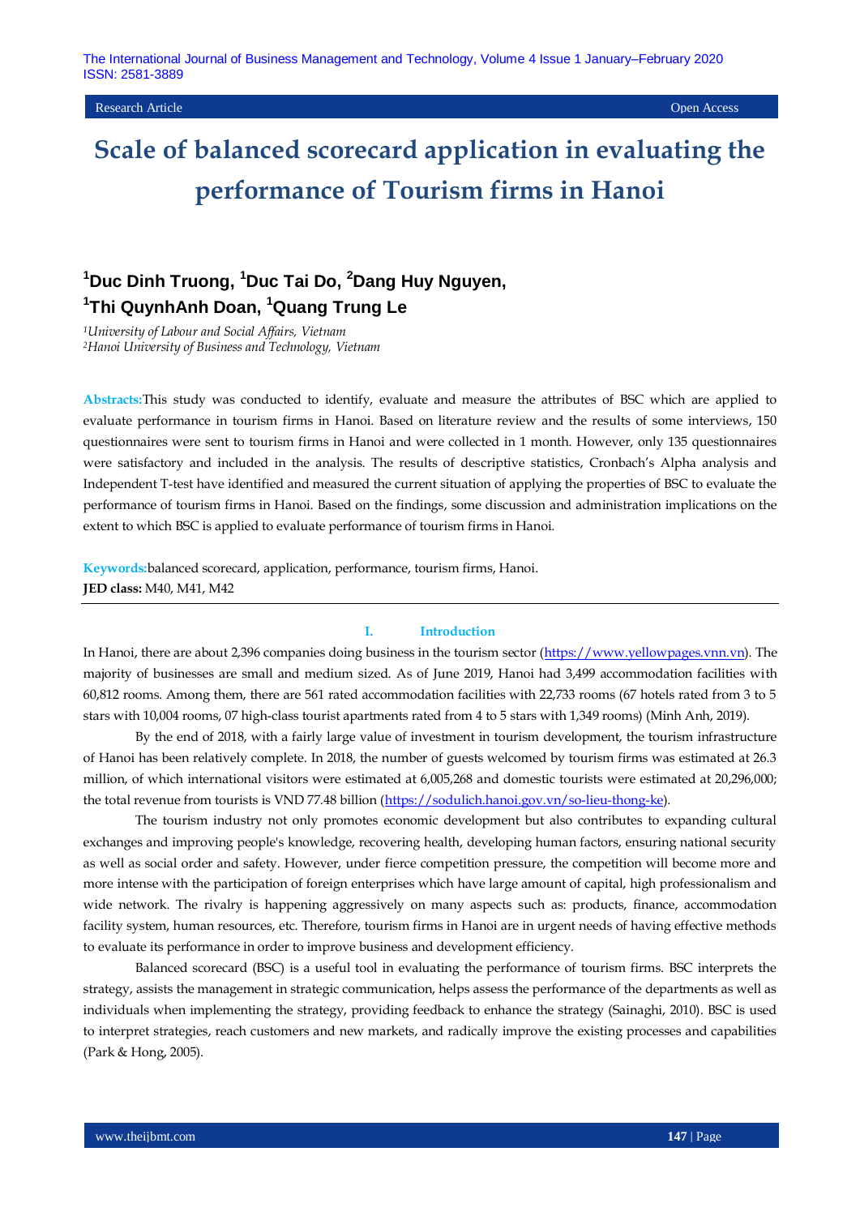Research Article Open Access

# Scale of balanced scorecard application in evaluating the performance of Tourism firms in Hanoi

**[1]Duc Dinh Truong, [1]Duc Tai Do, [2]Dang Huy Nguyen, [1]Thi QuynhAnh Doan, [1]Quang Trung Le**

*[1]University of Labour and Social Affairs, Vietnam*
*[2]Hanoi University of Business and Technology, Vietnam*

**Abstracts:** This study was conducted to identify, evaluate and measure the attributes of BSC which are applied to evaluate performance in tourism firms in Hanoi. Based on literature review and the results of some interviews, 150 questionnaires were sent to tourism firms in Hanoi and were collected in 1 month. However, only 135 questionnaires were satisfactory and included in the analysis. The results of descriptive statistics, Cronbach's Alpha analysis and Independent T-test have identified and measured the current situation of applying the properties of BSC to evaluate the performance of tourism firms in Hanoi. Based on the findings, some discussion and administration implications on the extent to which BSC is applied to evaluate performance of tourism firms in Hanoi.

**Keywords:** balanced scorecard, application, performance, tourism firms, Hanoi.
**JED class:** M40, M41, M42

## I. Introduction

In Hanoi, there are about 2,396 companies doing business in the tourism sector (https://www.yellowpages.vnn.vn). The majority of businesses are small and medium sized. As of June 2019, Hanoi had 3,499 accommodation facilities with 60,812 rooms. Among them, there are 561 rated accommodation facilities with 22,733 rooms (67 hotels rated from 3 to 5 stars with 10,004 rooms, 07 high-class tourist apartments rated from 4 to 5 stars with 1,349 rooms) (Minh Anh, 2019).

By the end of 2018, with a fairly large value of investment in tourism development, the tourism infrastructure of Hanoi has been relatively complete. In 2018, the number of guests welcomed by tourism firms was estimated at 26.3 million, of which international visitors were estimated at 6,005,268 and domestic tourists were estimated at 20,296,000; the total revenue from tourists is VND 77.48 billion (https://sodulich.hanoi.gov.vn/so-lieu-thong-ke).

The tourism industry not only promotes economic development but also contributes to expanding cultural exchanges and improving people's knowledge, recovering health, developing human factors, ensuring national security as well as social order and safety. However, under fierce competition pressure, the competition will become more and more intense with the participation of foreign enterprises which have large amount of capital, high professionalism and wide network. The rivalry is happening aggressively on many aspects such as: products, finance, accommodation facility system, human resources, etc. Therefore, tourism firms in Hanoi are in urgent needs of having effective methods to evaluate its performance in order to improve business and development efficiency.

Balanced scorecard (BSC) is a useful tool in evaluating the performance of tourism firms. BSC interprets the strategy, assists the management in strategic communication, helps assess the performance of the departments as well as individuals when implementing the strategy, providing feedback to enhance the strategy (Sainaghi, 2010). BSC is used to interpret strategies, reach customers and new markets, and radically improve the existing processes and capabilities (Park & Hong, 2005).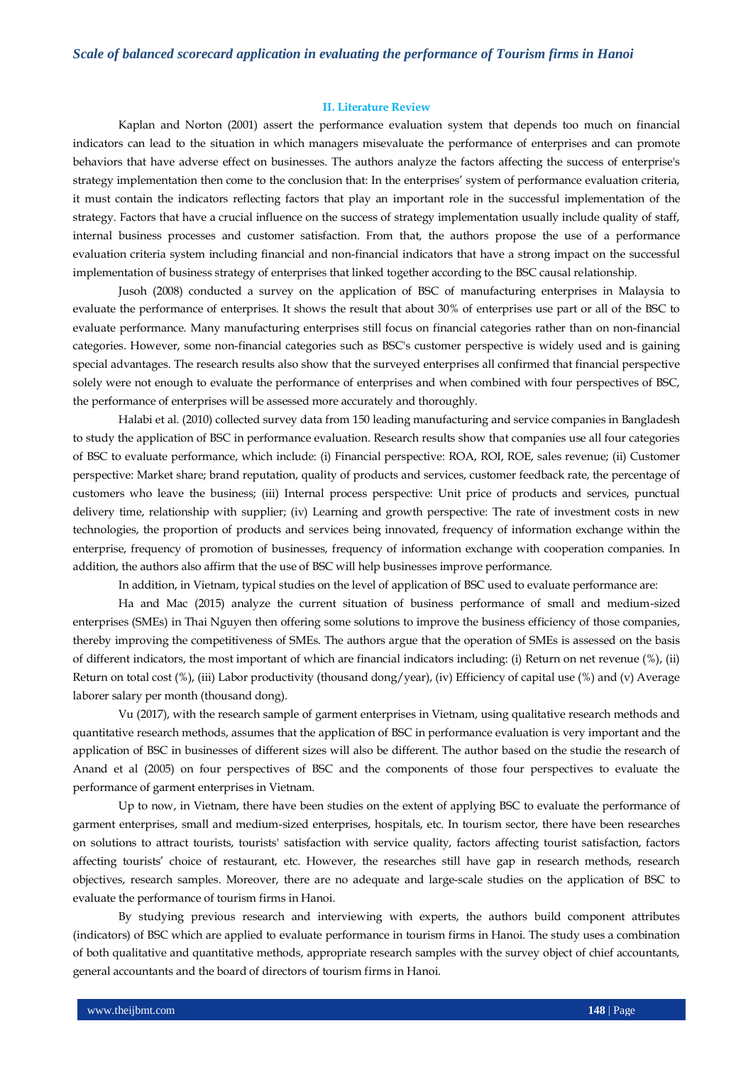## II. Literature Review

Kaplan and Norton (2001) assert the performance evaluation system that depends too much on financial indicators can lead to the situation in which managers misevaluate the performance of enterprises and can promote behaviors that have adverse effect on businesses. The authors analyze the factors affecting the success of enterprise's strategy implementation then come to the conclusion that: In the enterprises' system of performance evaluation criteria, it must contain the indicators reflecting factors that play an important role in the successful implementation of the strategy. Factors that have a crucial influence on the success of strategy implementation usually include quality of staff, internal business processes and customer satisfaction. From that, the authors propose the use of a performance evaluation criteria system including financial and non-financial indicators that have a strong impact on the successful implementation of business strategy of enterprises that linked together according to the BSC causal relationship.

Jusoh (2008) conducted a survey on the application of BSC of manufacturing enterprises in Malaysia to evaluate the performance of enterprises. It shows the result that about 30% of enterprises use part or all of the BSC to evaluate performance. Many manufacturing enterprises still focus on financial categories rather than on non-financial categories. However, some non-financial categories such as BSC's customer perspective is widely used and is gaining special advantages. The research results also show that the surveyed enterprises all confirmed that financial perspective solely were not enough to evaluate the performance of enterprises and when combined with four perspectives of BSC, the performance of enterprises will be assessed more accurately and thoroughly.

Halabi et al. (2010) collected survey data from 150 leading manufacturing and service companies in Bangladesh to study the application of BSC in performance evaluation. Research results show that companies use all four categories of BSC to evaluate performance, which include: (i) Financial perspective: ROA, ROI, ROE, sales revenue; (ii) Customer perspective: Market share; brand reputation, quality of products and services, customer feedback rate, the percentage of customers who leave the business; (iii) Internal process perspective: Unit price of products and services, punctual delivery time, relationship with supplier; (iv) Learning and growth perspective: The rate of investment costs in new technologies, the proportion of products and services being innovated, frequency of information exchange within the enterprise, frequency of promotion of businesses, frequency of information exchange with cooperation companies. In addition, the authors also affirm that the use of BSC will help businesses improve performance.

In addition, in Vietnam, typical studies on the level of application of BSC used to evaluate performance are:

Ha and Mac (2015) analyze the current situation of business performance of small and medium-sized enterprises (SMEs) in Thai Nguyen then offering some solutions to improve the business efficiency of those companies, thereby improving the competitiveness of SMEs. The authors argue that the operation of SMEs is assessed on the basis of different indicators, the most important of which are financial indicators including: (i) Return on net revenue (%), (ii) Return on total cost (%), (iii) Labor productivity (thousand dong/year), (iv) Efficiency of capital use (%) and (v) Average laborer salary per month (thousand dong).

Vu (2017), with the research sample of garment enterprises in Vietnam, using qualitative research methods and quantitative research methods, assumes that the application of BSC in performance evaluation is very important and the application of BSC in businesses of different sizes will also be different. The author based on the studie the research of Anand et al (2005) on four perspectives of BSC and the components of those four perspectives to evaluate the performance of garment enterprises in Vietnam.

Up to now, in Vietnam, there have been studies on the extent of applying BSC to evaluate the performance of garment enterprises, small and medium-sized enterprises, hospitals, etc. In tourism sector, there have been researches on solutions to attract tourists, tourists' satisfaction with service quality, factors affecting tourist satisfaction, factors affecting tourists' choice of restaurant, etc. However, the researches still have gap in research methods, research objectives, research samples. Moreover, there are no adequate and large-scale studies on the application of BSC to evaluate the performance of tourism firms in Hanoi.

By studying previous research and interviewing with experts, the authors build component attributes (indicators) of BSC which are applied to evaluate performance in tourism firms in Hanoi. The study uses a combination of both qualitative and quantitative methods, appropriate research samples with the survey object of chief accountants, general accountants and the board of directors of tourism firms in Hanoi.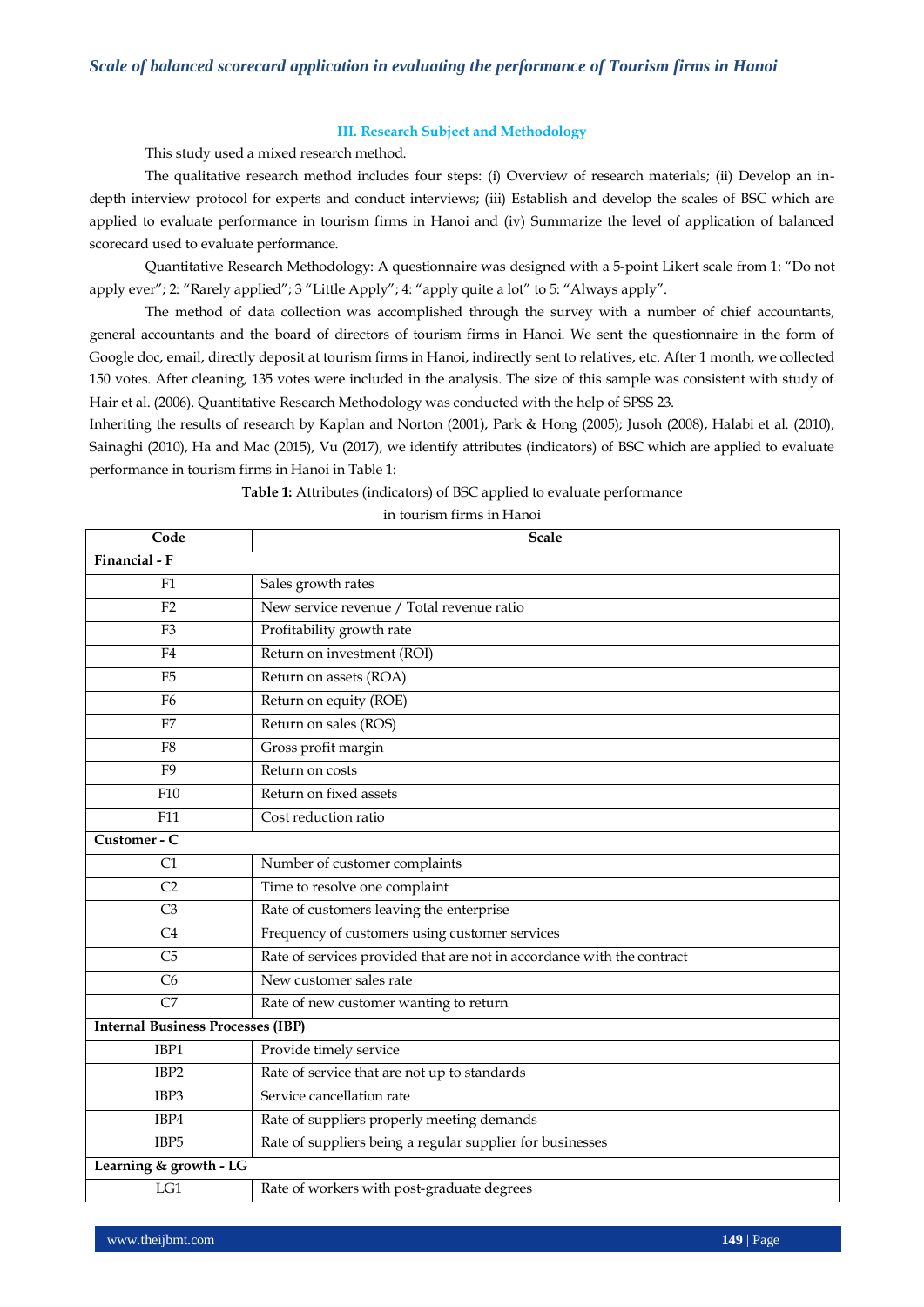### III. Research Subject and Methodology

This study used a mixed research method.

The qualitative research method includes four steps: (i) Overview of research materials; (ii) Develop an in-depth interview protocol for experts and conduct interviews; (iii) Establish and develop the scales of BSC which are applied to evaluate performance in tourism firms in Hanoi and (iv) Summarize the level of application of balanced scorecard used to evaluate performance.

Quantitative Research Methodology: A questionnaire was designed with a 5-point Likert scale from 1: "Do not apply ever"; 2: "Rarely applied"; 3 "Little Apply"; 4: "apply quite a lot" to 5: "Always apply".

The method of data collection was accomplished through the survey with a number of chief accountants, general accountants and the board of directors of tourism firms in Hanoi. We sent the questionnaire in the form of Google doc, email, directly deposit at tourism firms in Hanoi, indirectly sent to relatives, etc. After 1 month, we collected 150 votes. After cleaning, 135 votes were included in the analysis. The size of this sample was consistent with study of Hair et al. (2006). Quantitative Research Methodology was conducted with the help of SPSS 23.

Inheriting the results of research by Kaplan and Norton (2001), Park & Hong (2005); Jusoh (2008), Halabi et al. (2010), Sainaghi (2010), Ha and Mac (2015), Vu (2017), we identify attributes (indicators) of BSC which are applied to evaluate performance in tourism firms in Hanoi in Table 1:

**Table 1:** Attributes (indicators) of BSC applied to evaluate performance in tourism firms in Hanoi

| Code | Scale |
|---|---|
| **Financial - F** | |
| F1 | Sales growth rates |
| F2 | New service revenue / Total revenue ratio |
| F3 | Profitability growth rate |
| F4 | Return on investment (ROI) |
| F5 | Return on assets (ROA) |
| F6 | Return on equity (ROE) |
| F7 | Return on sales (ROS) |
| F8 | Gross profit margin |
| F9 | Return on costs |
| F10 | Return on fixed assets |
| F11 | Cost reduction ratio |
| **Customer - C** | |
| C1 | Number of customer complaints |
| C2 | Time to resolve one complaint |
| C3 | Rate of customers leaving the enterprise |
| C4 | Frequency of customers using customer services |
| C5 | Rate of services provided that are not in accordance with the contract |
| C6 | New customer sales rate |
| C7 | Rate of new customer wanting to return |
| **Internal Business Processes (IBP)** | |
| IBP1 | Provide timely service |
| IBP2 | Rate of service that are not up to standards |
| IBP3 | Service cancellation rate |
| IBP4 | Rate of suppliers properly meeting demands |
| IBP5 | Rate of suppliers being a regular supplier for businesses |
| **Learning & growth - LG** | |
| LG1 | Rate of workers with post-graduate degrees |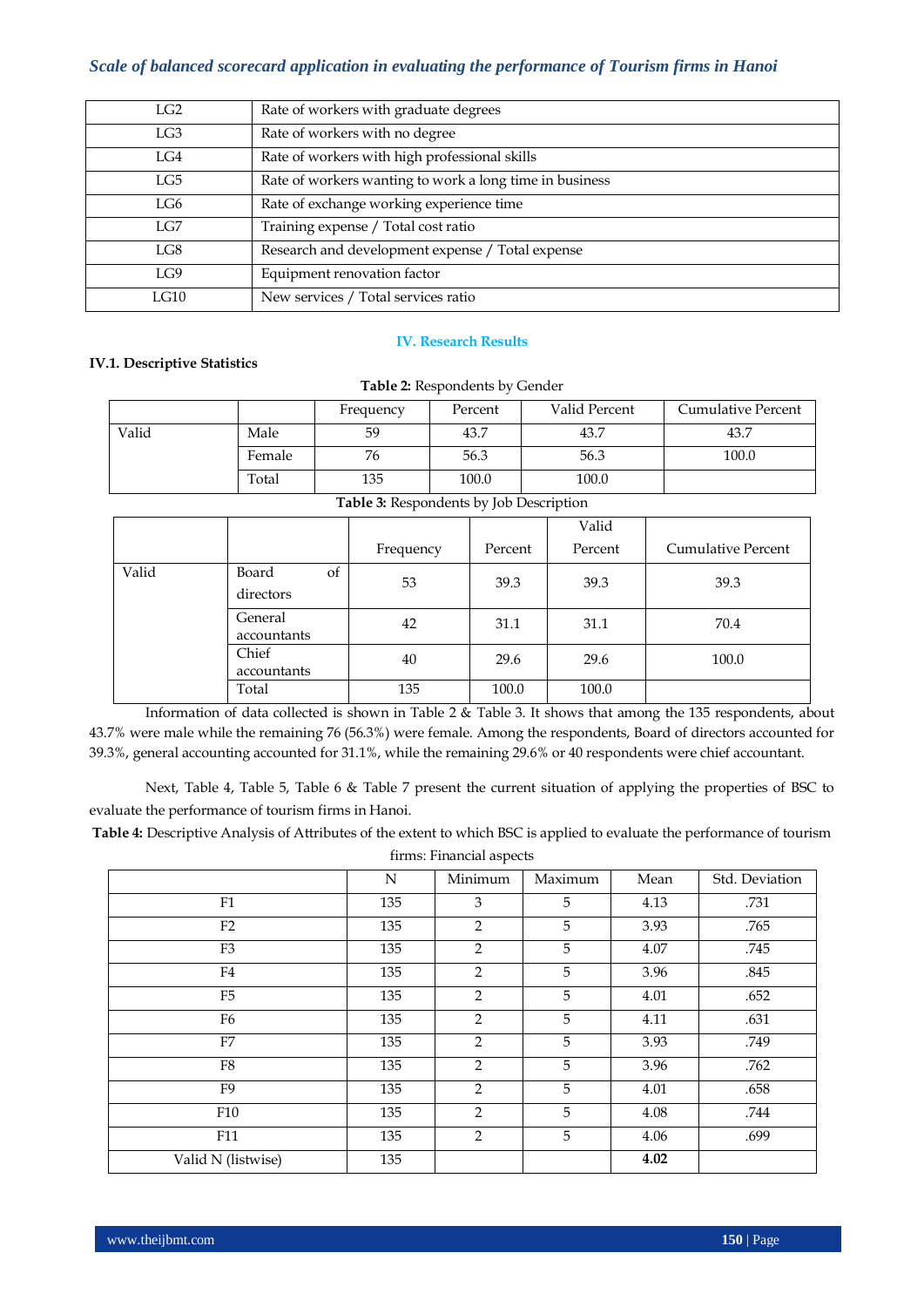| | |
|---|---|
| LG2 | Rate of workers with graduate degrees |
| LG3 | Rate of workers with no degree |
| LG4 | Rate of workers with high professional skills |
| LG5 | Rate of workers wanting to work a long time in business |
| LG6 | Rate of exchange working experience time |
| LG7 | Training expense / Total cost ratio |
| LG8 | Research and development expense / Total expense |
| LG9 | Equipment renovation factor |
| LG10 | New services / Total services ratio |

## IV. Research Results

### IV.1. Descriptive Statistics

**Table 2:** Respondents by Gender

| | | Frequency | Percent | Valid Percent | Cumulative Percent |
|---|---|---|---|---|---|
| Valid | Male | 59 | 43.7 | 43.7 | 43.7 |
| | Female | 76 | 56.3 | 56.3 | 100.0 |
| | Total | 135 | 100.0 | 100.0 | |

**Table 3:** Respondents by Job Description

| | | Frequency | Percent | Valid Percent | Cumulative Percent |
|---|---|---|---|---|---|
| Valid | Board of directors | 53 | 39.3 | 39.3 | 39.3 |
| | General accountants | 42 | 31.1 | 31.1 | 70.4 |
| | Chief accountants | 40 | 29.6 | 29.6 | 100.0 |
| | Total | 135 | 100.0 | 100.0 | |

Information of data collected is shown in Table 2 & Table 3. It shows that among the 135 respondents, about 43.7% were male while the remaining 76 (56.3%) were female. Among the respondents, Board of directors accounted for 39.3%, general accounting accounted for 31.1%, while the remaining 29.6% or 40 respondents were chief accountant.

Next, Table 4, Table 5, Table 6 & Table 7 present the current situation of applying the properties of BSC to evaluate the performance of tourism firms in Hanoi.

**Table 4:** Descriptive Analysis of Attributes of the extent to which BSC is applied to evaluate the performance of tourism firms: Financial aspects

| | N | Minimum | Maximum | Mean | Std. Deviation |
|---|---|---|---|---|---|
| F1 | 135 | 3 | 5 | 4.13 | .731 |
| F2 | 135 | 2 | 5 | 3.93 | .765 |
| F3 | 135 | 2 | 5 | 4.07 | .745 |
| F4 | 135 | 2 | 5 | 3.96 | .845 |
| F5 | 135 | 2 | 5 | 4.01 | .652 |
| F6 | 135 | 2 | 5 | 4.11 | .631 |
| F7 | 135 | 2 | 5 | 3.93 | .749 |
| F8 | 135 | 2 | 5 | 3.96 | .762 |
| F9 | 135 | 2 | 5 | 4.01 | .658 |
| F10 | 135 | 2 | 5 | 4.08 | .744 |
| F11 | 135 | 2 | 5 | 4.06 | .699 |
| Valid N (listwise) | 135 | | | **4.02** | |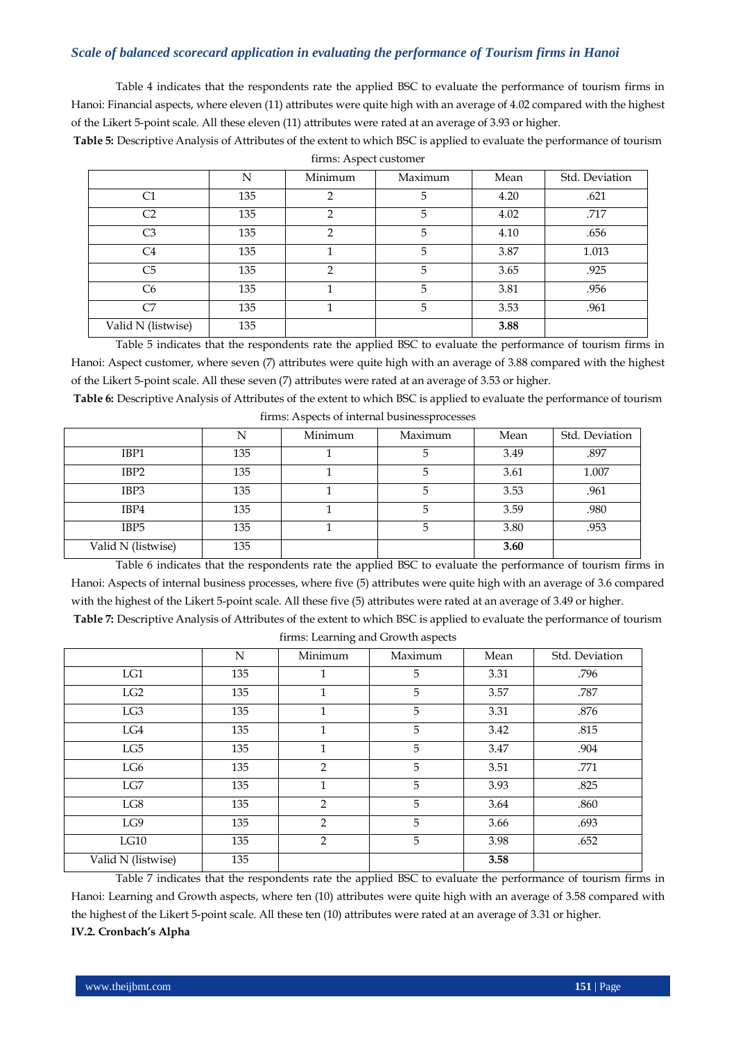Table 4 indicates that the respondents rate the applied BSC to evaluate the performance of tourism firms in Hanoi: Financial aspects, where eleven (11) attributes were quite high with an average of 4.02 compared with the highest of the Likert 5-point scale. All these eleven (11) attributes were rated at an average of 3.93 or higher.

**Table 5:** Descriptive Analysis of Attributes of the extent to which BSC is applied to evaluate the performance of tourism firms: Aspect customer

| | N | Minimum | Maximum | Mean | Std. Deviation |
|---|---|---|---|---|---|
| C1 | 135 | 2 | 5 | 4.20 | .621 |
| C2 | 135 | 2 | 5 | 4.02 | .717 |
| C3 | 135 | 2 | 5 | 4.10 | .656 |
| C4 | 135 | 1 | 5 | 3.87 | 1.013 |
| C5 | 135 | 2 | 5 | 3.65 | .925 |
| C6 | 135 | 1 | 5 | 3.81 | .956 |
| C7 | 135 | 1 | 5 | 3.53 | .961 |
| Valid N (listwise) | 135 | | | **3.88** | |

Table 5 indicates that the respondents rate the applied BSC to evaluate the performance of tourism firms in Hanoi: Aspect customer, where seven (7) attributes were quite high with an average of 3.88 compared with the highest of the Likert 5-point scale. All these seven (7) attributes were rated at an average of 3.53 or higher.

**Table 6:** Descriptive Analysis of Attributes of the extent to which BSC is applied to evaluate the performance of tourism firms: Aspects of internal businessprocesses

| | N | Minimum | Maximum | Mean | Std. Deviation |
|---|---|---|---|---|---|
| IBP1 | 135 | 1 | 5 | 3.49 | .897 |
| IBP2 | 135 | 1 | 5 | 3.61 | 1.007 |
| IBP3 | 135 | 1 | 5 | 3.53 | .961 |
| IBP4 | 135 | 1 | 5 | 3.59 | .980 |
| IBP5 | 135 | 1 | 5 | 3.80 | .953 |
| Valid N (listwise) | 135 | | | **3.60** | |

Table 6 indicates that the respondents rate the applied BSC to evaluate the performance of tourism firms in Hanoi: Aspects of internal business processes, where five (5) attributes were quite high with an average of 3.6 compared with the highest of the Likert 5-point scale. All these five (5) attributes were rated at an average of 3.49 or higher.

**Table 7:** Descriptive Analysis of Attributes of the extent to which BSC is applied to evaluate the performance of tourism firms: Learning and Growth aspects

| | N | Minimum | Maximum | Mean | Std. Deviation |
|---|---|---|---|---|---|
| LG1 | 135 | 1 | 5 | 3.31 | .796 |
| LG2 | 135 | 1 | 5 | 3.57 | .787 |
| LG3 | 135 | 1 | 5 | 3.31 | .876 |
| LG4 | 135 | 1 | 5 | 3.42 | .815 |
| LG5 | 135 | 1 | 5 | 3.47 | .904 |
| LG6 | 135 | 2 | 5 | 3.51 | .771 |
| LG7 | 135 | 1 | 5 | 3.93 | .825 |
| LG8 | 135 | 2 | 5 | 3.64 | .860 |
| LG9 | 135 | 2 | 5 | 3.66 | .693 |
| LG10 | 135 | 2 | 5 | 3.98 | .652 |
| Valid N (listwise) | 135 | | | **3.58** | |

Table 7 indicates that the respondents rate the applied BSC to evaluate the performance of tourism firms in Hanoi: Learning and Growth aspects, where ten (10) attributes were quite high with an average of 3.58 compared with the highest of the Likert 5-point scale. All these ten (10) attributes were rated at an average of 3.31 or higher.

**IV.2. Cronbach's Alpha**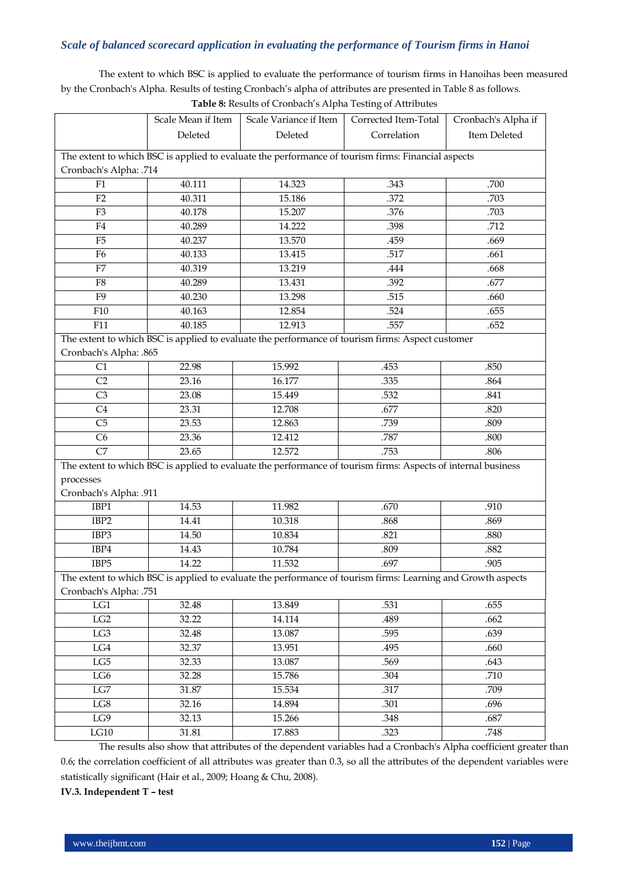### *Scale of balanced scorecard application in evaluating the performance of Tourism firms in Hanoi*

The extent to which BSC is applied to evaluate the performance of tourism firms in Hanoihas been measured by the Cronbach's Alpha. Results of testing Cronbach's alpha of attributes are presented in Table 8 as follows.

**Table 8:** Results of Cronbach's Alpha Testing of Attributes

| | Scale Mean if Item Deleted | Scale Variance if Item Deleted | Corrected Item-Total Correlation | Cronbach's Alpha if Item Deleted |
|---|---|---|---|---|
| The extent to which BSC is applied to evaluate the performance of tourism firms: Financial aspects<br>Cronbach's Alpha: .714 | | | | |
| F1 | 40.111 | 14.323 | .343 | .700 |
| F2 | 40.311 | 15.186 | .372 | .703 |
| F3 | 40.178 | 15.207 | .376 | .703 |
| F4 | 40.289 | 14.222 | .398 | .712 |
| F5 | 40.237 | 13.570 | .459 | .669 |
| F6 | 40.133 | 13.415 | .517 | .661 |
| F7 | 40.319 | 13.219 | .444 | .668 |
| F8 | 40.289 | 13.431 | .392 | .677 |
| F9 | 40.230 | 13.298 | .515 | .660 |
| F10 | 40.163 | 12.854 | .524 | .655 |
| F11 | 40.185 | 12.913 | .557 | .652 |
| The extent to which BSC is applied to evaluate the performance of tourism firms: Aspect customer<br>Cronbach's Alpha: .865 | | | | |
| C1 | 22.98 | 15.992 | .453 | .850 |
| C2 | 23.16 | 16.177 | .335 | .864 |
| C3 | 23.08 | 15.449 | .532 | .841 |
| C4 | 23.31 | 12.708 | .677 | .820 |
| C5 | 23.53 | 12.863 | .739 | .809 |
| C6 | 23.36 | 12.412 | .787 | .800 |
| C7 | 23.65 | 12.572 | .753 | .806 |
| The extent to which BSC is applied to evaluate the performance of tourism firms: Aspects of internal business processes<br>Cronbach's Alpha: .911 | | | | |
| IBP1 | 14.53 | 11.982 | .670 | .910 |
| IBP2 | 14.41 | 10.318 | .868 | .869 |
| IBP3 | 14.50 | 10.834 | .821 | .880 |
| IBP4 | 14.43 | 10.784 | .809 | .882 |
| IBP5 | 14.22 | 11.532 | .697 | .905 |
| The extent to which BSC is applied to evaluate the performance of tourism firms: Learning and Growth aspects<br>Cronbach's Alpha: .751 | | | | |
| LG1 | 32.48 | 13.849 | .531 | .655 |
| LG2 | 32.22 | 14.114 | .489 | .662 |
| LG3 | 32.48 | 13.087 | .595 | .639 |
| LG4 | 32.37 | 13.951 | .495 | .660 |
| LG5 | 32.33 | 13.087 | .569 | .643 |
| LG6 | 32.28 | 15.786 | .304 | .710 |
| LG7 | 31.87 | 15.534 | .317 | .709 |
| LG8 | 32.16 | 14.894 | .301 | .696 |
| LG9 | 32.13 | 15.266 | .348 | .687 |
| LG10 | 31.81 | 17.883 | .323 | .748 |

The results also show that attributes of the dependent variables had a Cronbach's Alpha coefficient greater than 0.6; the correlation coefficient of all attributes was greater than 0.3, so all the attributes of the dependent variables were statistically significant (Hair et al., 2009; Hoang & Chu, 2008).

**IV.3. Independent T – test**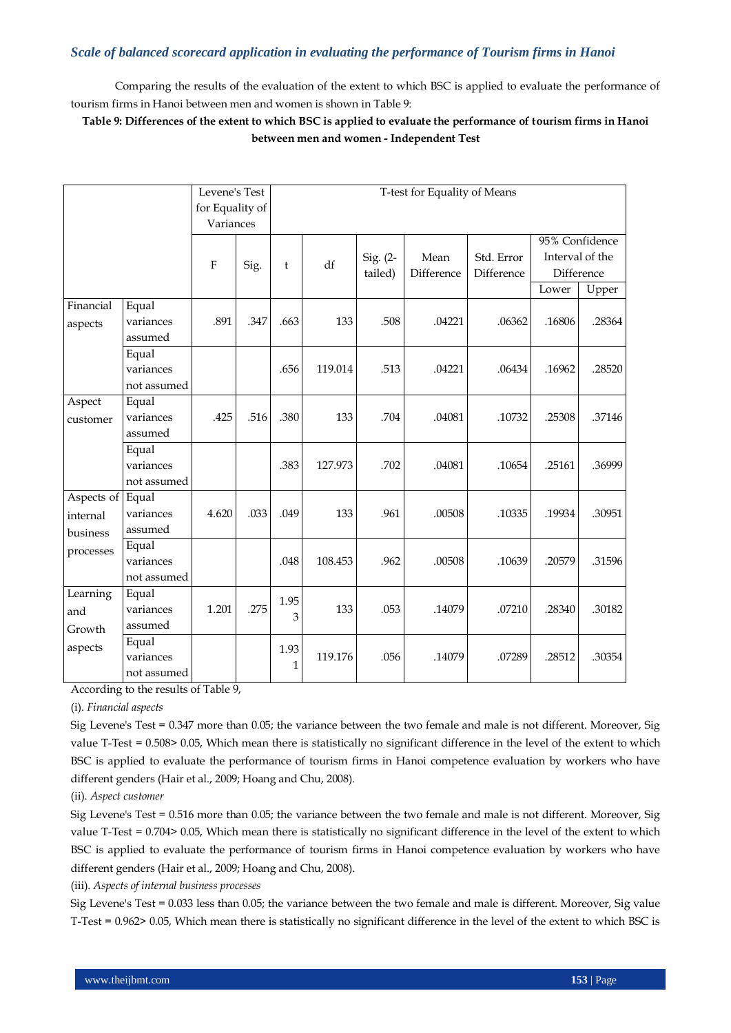Comparing the results of the evaluation of the extent to which BSC is applied to evaluate the performance of tourism firms in Hanoi between men and women is shown in Table 9:

**Table 9: Differences of the extent to which BSC is applied to evaluate the performance of tourism firms in Hanoi between men and women - Independent Test**

| | | Levene's Test for Equality of Variances | | T-test for Equality of Means | | | | | | |
|---|---|---|---|---|---|---|---|---|---|---|
| | | F | Sig. | t | df | Sig. (2-tailed) | Mean Difference | Std. Error Difference | 95% Confidence Interval of the Difference | |
| | | | | | | | | | Lower | Upper |
| Financial aspects | Equal variances assumed | .891 | .347 | .663 | 133 | .508 | .04221 | .06362 | .16806 | .28364 |
| | Equal variances not assumed | | | .656 | 119.014 | .513 | .04221 | .06434 | .16962 | .28520 |
| Aspect customer | Equal variances assumed | .425 | .516 | .380 | 133 | .704 | .04081 | .10732 | .25308 | .37146 |
| | Equal variances not assumed | | | .383 | 127.973 | .702 | .04081 | .10654 | .25161 | .36999 |
| Aspects of internal business processes | Equal variances assumed | 4.620 | .033 | .049 | 133 | .961 | .00508 | .10335 | .19934 | .30951 |
| | Equal variances not assumed | | | .048 | 108.453 | .962 | .00508 | .10639 | .20579 | .31596 |
| Learning and Growth aspects | Equal variances assumed | 1.201 | .275 | 1.953 | 133 | .053 | .14079 | .07210 | .28340 | .30182 |
| | Equal variances not assumed | | | 1.931 | 119.176 | .056 | .14079 | .07289 | .28512 | .30354 |

According to the results of Table 9,

(i). *Financial aspects*

Sig Levene's Test = 0.347 more than 0.05; the variance between the two female and male is not different. Moreover, Sig value T-Test = 0.508> 0.05, Which mean there is statistically no significant difference in the level of the extent to which BSC is applied to evaluate the performance of tourism firms in Hanoi competence evaluation by workers who have different genders (Hair et al., 2009; Hoang and Chu, 2008).

(ii). *Aspect customer*

Sig Levene's Test = 0.516 more than 0.05; the variance between the two female and male is not different. Moreover, Sig value T-Test = 0.704> 0.05, Which mean there is statistically no significant difference in the level of the extent to which BSC is applied to evaluate the performance of tourism firms in Hanoi competence evaluation by workers who have different genders (Hair et al., 2009; Hoang and Chu, 2008).

(iii). *Aspects of internal business processes*

Sig Levene's Test = 0.033 less than 0.05; the variance between the two female and male is different. Moreover, Sig value T-Test = 0.962> 0.05, Which mean there is statistically no significant difference in the level of the extent to which BSC is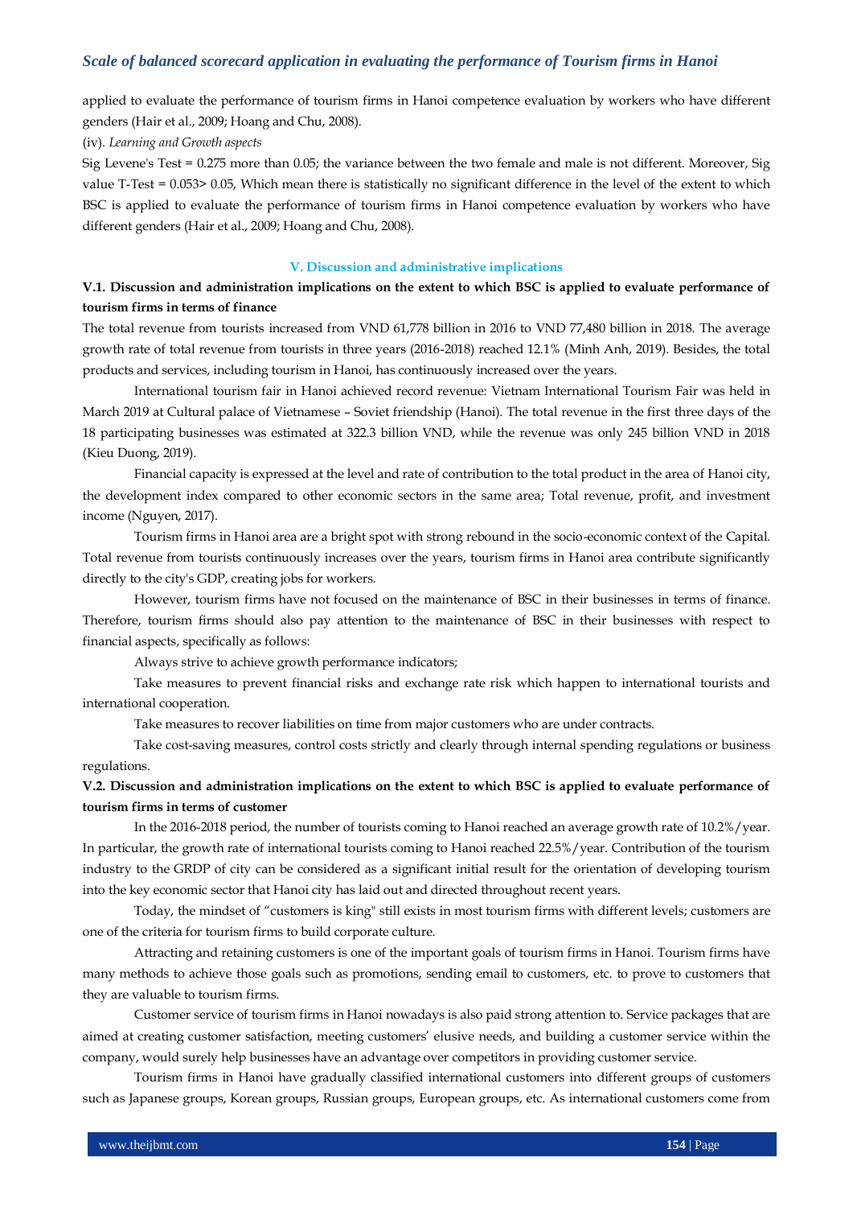applied to evaluate the performance of tourism firms in Hanoi competence evaluation by workers who have different genders (Hair et al., 2009; Hoang and Chu, 2008).

(iv). *Learning and Growth aspects*

Sig Levene's Test = 0.275 more than 0.05; the variance between the two female and male is not different. Moreover, Sig value T-Test = 0.053> 0.05, Which mean there is statistically no significant difference in the level of the extent to which BSC is applied to evaluate the performance of tourism firms in Hanoi competence evaluation by workers who have different genders (Hair et al., 2009; Hoang and Chu, 2008).

## V. Discussion and administrative implications

### V.1. Discussion and administration implications on the extent to which BSC is applied to evaluate performance of tourism firms in terms of finance

The total revenue from tourists increased from VND 61,778 billion in 2016 to VND 77,480 billion in 2018. The average growth rate of total revenue from tourists in three years (2016-2018) reached 12.1% (Minh Anh, 2019). Besides, the total products and services, including tourism in Hanoi, has continuously increased over the years.

International tourism fair in Hanoi achieved record revenue: Vietnam International Tourism Fair was held in March 2019 at Cultural palace of Vietnamese – Soviet friendship (Hanoi). The total revenue in the first three days of the 18 participating businesses was estimated at 322.3 billion VND, while the revenue was only 245 billion VND in 2018 (Kieu Duong, 2019).

Financial capacity is expressed at the level and rate of contribution to the total product in the area of Hanoi city, the development index compared to other economic sectors in the same area; Total revenue, profit, and investment income (Nguyen, 2017).

Tourism firms in Hanoi area are a bright spot with strong rebound in the socio-economic context of the Capital. Total revenue from tourists continuously increases over the years, tourism firms in Hanoi area contribute significantly directly to the city's GDP, creating jobs for workers.

However, tourism firms have not focused on the maintenance of BSC in their businesses in terms of finance. Therefore, tourism firms should also pay attention to the maintenance of BSC in their businesses with respect to financial aspects, specifically as follows:

Always strive to achieve growth performance indicators;

Take measures to prevent financial risks and exchange rate risk which happen to international tourists and international cooperation.

Take measures to recover liabilities on time from major customers who are under contracts.

Take cost-saving measures, control costs strictly and clearly through internal spending regulations or business regulations.

### V.2. Discussion and administration implications on the extent to which BSC is applied to evaluate performance of tourism firms in terms of customer

In the 2016-2018 period, the number of tourists coming to Hanoi reached an average growth rate of 10.2%/year. In particular, the growth rate of international tourists coming to Hanoi reached 22.5%/year. Contribution of the tourism industry to the GRDP of city can be considered as a significant initial result for the orientation of developing tourism into the key economic sector that Hanoi city has laid out and directed throughout recent years.

Today, the mindset of "customers is king" still exists in most tourism firms with different levels; customers are one of the criteria for tourism firms to build corporate culture.

Attracting and retaining customers is one of the important goals of tourism firms in Hanoi. Tourism firms have many methods to achieve those goals such as promotions, sending email to customers, etc. to prove to customers that they are valuable to tourism firms.

Customer service of tourism firms in Hanoi nowadays is also paid strong attention to. Service packages that are aimed at creating customer satisfaction, meeting customers' elusive needs, and building a customer service within the company, would surely help businesses have an advantage over competitors in providing customer service.

Tourism firms in Hanoi have gradually classified international customers into different groups of customers such as Japanese groups, Korean groups, Russian groups, European groups, etc. As international customers come from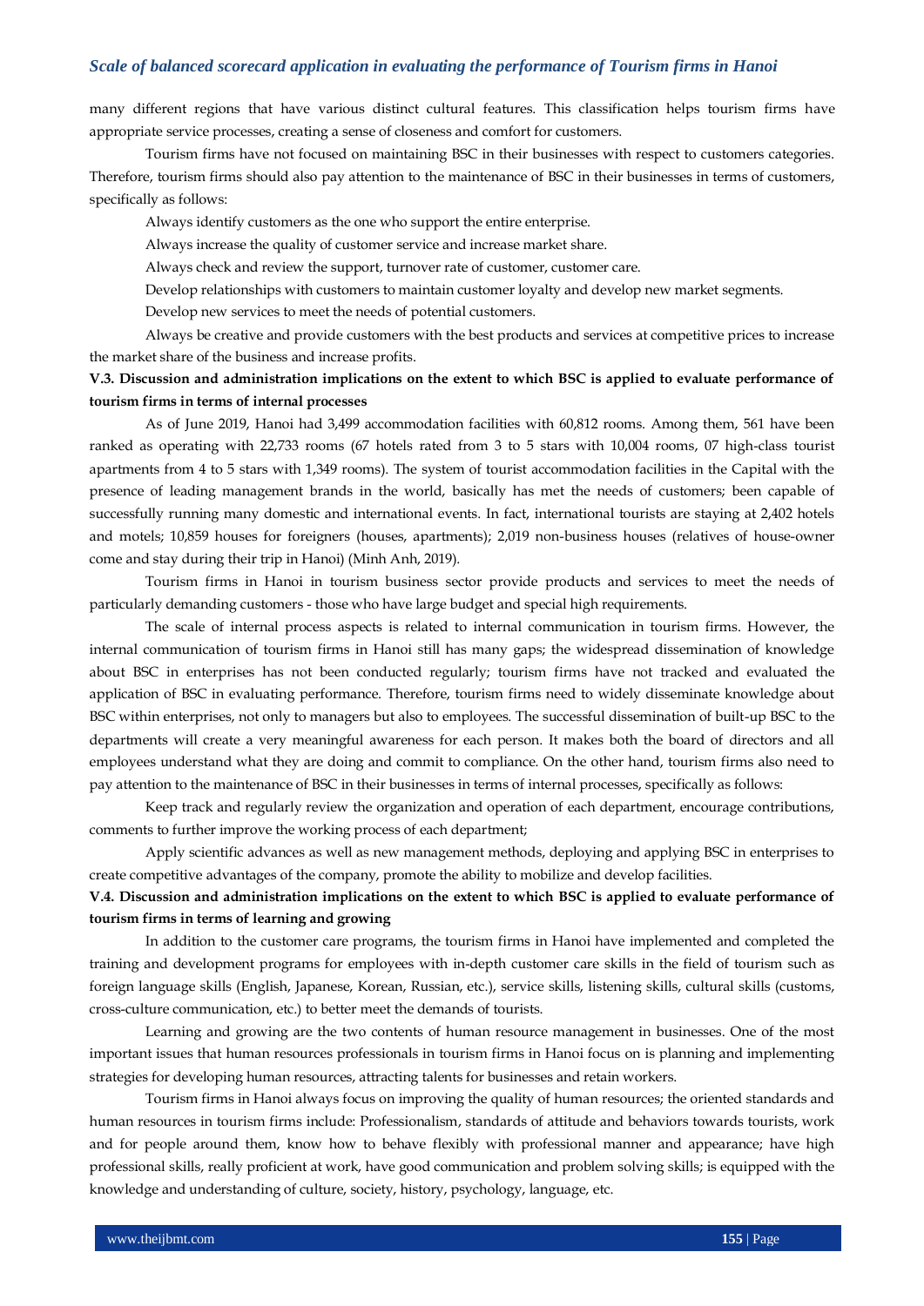many different regions that have various distinct cultural features. This classification helps tourism firms have appropriate service processes, creating a sense of closeness and comfort for customers.

Tourism firms have not focused on maintaining BSC in their businesses with respect to customers categories. Therefore, tourism firms should also pay attention to the maintenance of BSC in their businesses in terms of customers, specifically as follows:

Always identify customers as the one who support the entire enterprise.

Always increase the quality of customer service and increase market share.

Always check and review the support, turnover rate of customer, customer care.

Develop relationships with customers to maintain customer loyalty and develop new market segments.

Develop new services to meet the needs of potential customers.

Always be creative and provide customers with the best products and services at competitive prices to increase the market share of the business and increase profits.

### V.3. Discussion and administration implications on the extent to which BSC is applied to evaluate performance of tourism firms in terms of internal processes

As of June 2019, Hanoi had 3,499 accommodation facilities with 60,812 rooms. Among them, 561 have been ranked as operating with 22,733 rooms (67 hotels rated from 3 to 5 stars with 10,004 rooms, 07 high-class tourist apartments from 4 to 5 stars with 1,349 rooms). The system of tourist accommodation facilities in the Capital with the presence of leading management brands in the world, basically has met the needs of customers; been capable of successfully running many domestic and international events. In fact, international tourists are staying at 2,402 hotels and motels; 10,859 houses for foreigners (houses, apartments); 2,019 non-business houses (relatives of house-owner come and stay during their trip in Hanoi) (Minh Anh, 2019).

Tourism firms in Hanoi in tourism business sector provide products and services to meet the needs of particularly demanding customers - those who have large budget and special high requirements.

The scale of internal process aspects is related to internal communication in tourism firms. However, the internal communication of tourism firms in Hanoi still has many gaps; the widespread dissemination of knowledge about BSC in enterprises has not been conducted regularly; tourism firms have not tracked and evaluated the application of BSC in evaluating performance. Therefore, tourism firms need to widely disseminate knowledge about BSC within enterprises, not only to managers but also to employees. The successful dissemination of built-up BSC to the departments will create a very meaningful awareness for each person. It makes both the board of directors and all employees understand what they are doing and commit to compliance. On the other hand, tourism firms also need to pay attention to the maintenance of BSC in their businesses in terms of internal processes, specifically as follows:

Keep track and regularly review the organization and operation of each department, encourage contributions, comments to further improve the working process of each department;

Apply scientific advances as well as new management methods, deploying and applying BSC in enterprises to create competitive advantages of the company, promote the ability to mobilize and develop facilities.

### V.4. Discussion and administration implications on the extent to which BSC is applied to evaluate performance of tourism firms in terms of learning and growing

In addition to the customer care programs, the tourism firms in Hanoi have implemented and completed the training and development programs for employees with in-depth customer care skills in the field of tourism such as foreign language skills (English, Japanese, Korean, Russian, etc.), service skills, listening skills, cultural skills (customs, cross-culture communication, etc.) to better meet the demands of tourists.

Learning and growing are the two contents of human resource management in businesses. One of the most important issues that human resources professionals in tourism firms in Hanoi focus on is planning and implementing strategies for developing human resources, attracting talents for businesses and retain workers.

Tourism firms in Hanoi always focus on improving the quality of human resources; the oriented standards and human resources in tourism firms include: Professionalism, standards of attitude and behaviors towards tourists, work and for people around them, know how to behave flexibly with professional manner and appearance; have high professional skills, really proficient at work, have good communication and problem solving skills; is equipped with the knowledge and understanding of culture, society, history, psychology, language, etc.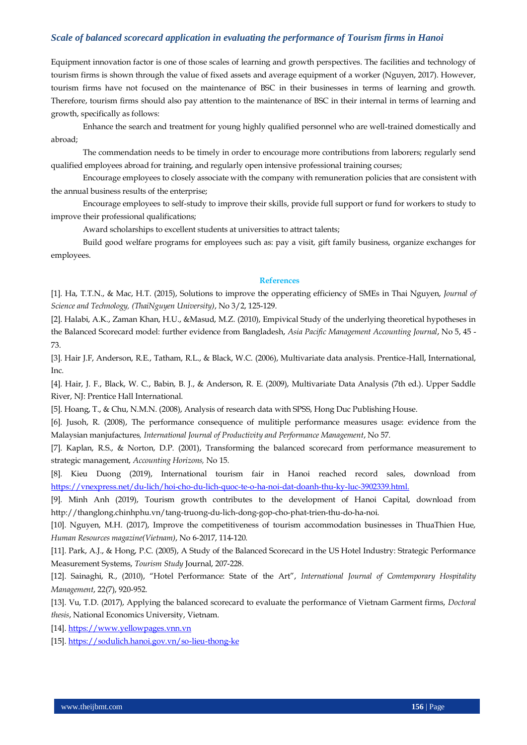Equipment innovation factor is one of those scales of learning and growth perspectives. The facilities and technology of tourism firms is shown through the value of fixed assets and average equipment of a worker (Nguyen, 2017). However, tourism firms have not focused on the maintenance of BSC in their businesses in terms of learning and growth. Therefore, tourism firms should also pay attention to the maintenance of BSC in their internal in terms of learning and growth, specifically as follows:

Enhance the search and treatment for young highly qualified personnel who are well-trained domestically and abroad;

The commendation needs to be timely in order to encourage more contributions from laborers; regularly send qualified employees abroad for training, and regularly open intensive professional training courses;

Encourage employees to closely associate with the company with remuneration policies that are consistent with the annual business results of the enterprise;

Encourage employees to self-study to improve their skills, provide full support or fund for workers to study to improve their professional qualifications;

Award scholarships to excellent students at universities to attract talents;

Build good welfare programs for employees such as: pay a visit, gift family business, organize exchanges for employees.

## References

[1]. Ha, T.T.N., & Mac, H.T. (2015), Solutions to improve the opperating efficiency of SMEs in Thai Nguyen, *Journal of Science and Technology, (ThaiNguyen University)*, No 3/2, 125-129.

[2]. Halabi, A.K., Zaman Khan, H.U., &Masud, M.Z. (2010), Empivical Study of the underlying theoretical hypotheses in the Balanced Scorecard model: further evidence from Bangladesh, *Asia Pacific Management Accounting Journal*, No 5, 45 - 73.

[3]. Hair J.F, Anderson, R.E., Tatham, R.L., & Black, W.C. (2006), Multivariate data analysis. Prentice-Hall, International, Inc.

[4]. Hair, J. F., Black, W. C., Babin, B. J., & Anderson, R. E. (2009), Multivariate Data Analysis (7th ed.). Upper Saddle River, NJ: Prentice Hall International.

[5]. Hoang, T., & Chu, N.M.N. (2008), Analysis of research data with SPSS, Hong Duc Publishing House.

[6]. Jusoh, R. (2008), The performance consequence of mulitiple performance measures usage: evidence from the Malaysian manjufactures*, International Journal of Productivity and Performance Management*, No 57.

[7]. Kaplan, R.S., & Norton, D.P. (2001), Transforming the balanced scorecard from performance measurement to strategic management, *Accounting Horizons,* No 15.

[8]. Kieu Duong (2019), International tourism fair in Hanoi reached record sales, download from https://vnexpress.net/du-lich/hoi-cho-du-lich-quoc-te-o-ha-noi-dat-doanh-thu-ky-luc-3902339.html.

[9]. Minh Anh (2019), Tourism growth contributes to the development of Hanoi Capital, download from http://thanglong.chinhphu.vn/tang-truong-du-lich-dong-gop-cho-phat-trien-thu-do-ha-noi.

[10]. Nguyen, M.H. (2017), Improve the competitiveness of tourism accommodation businesses in ThuaThien Hue, *Human Resources magazine(Vietnam)*, No 6-2017, 114-120.

[11]. Park, A.J., & Hong, P.C. (2005), A Study of the Balanced Scorecard in the US Hotel Industry: Strategic Performance Measurement Systems, *Tourism Study* Journal, 207-228.

[12]. Sainaghi, R., (2010), "Hotel Performance: State of the Art", *International Journal of Comtemporary Hospitality Management*, 22(7), 920-952.

[13]. Vu, T.D. (2017), Applying the balanced scorecard to evaluate the performance of Vietnam Garment firms, *Doctoral thesis*, National Economics University, Vietnam.

[14]. https://www.yellowpages.vnn.vn

[15]. https://sodulich.hanoi.gov.vn/so-lieu-thong-ke